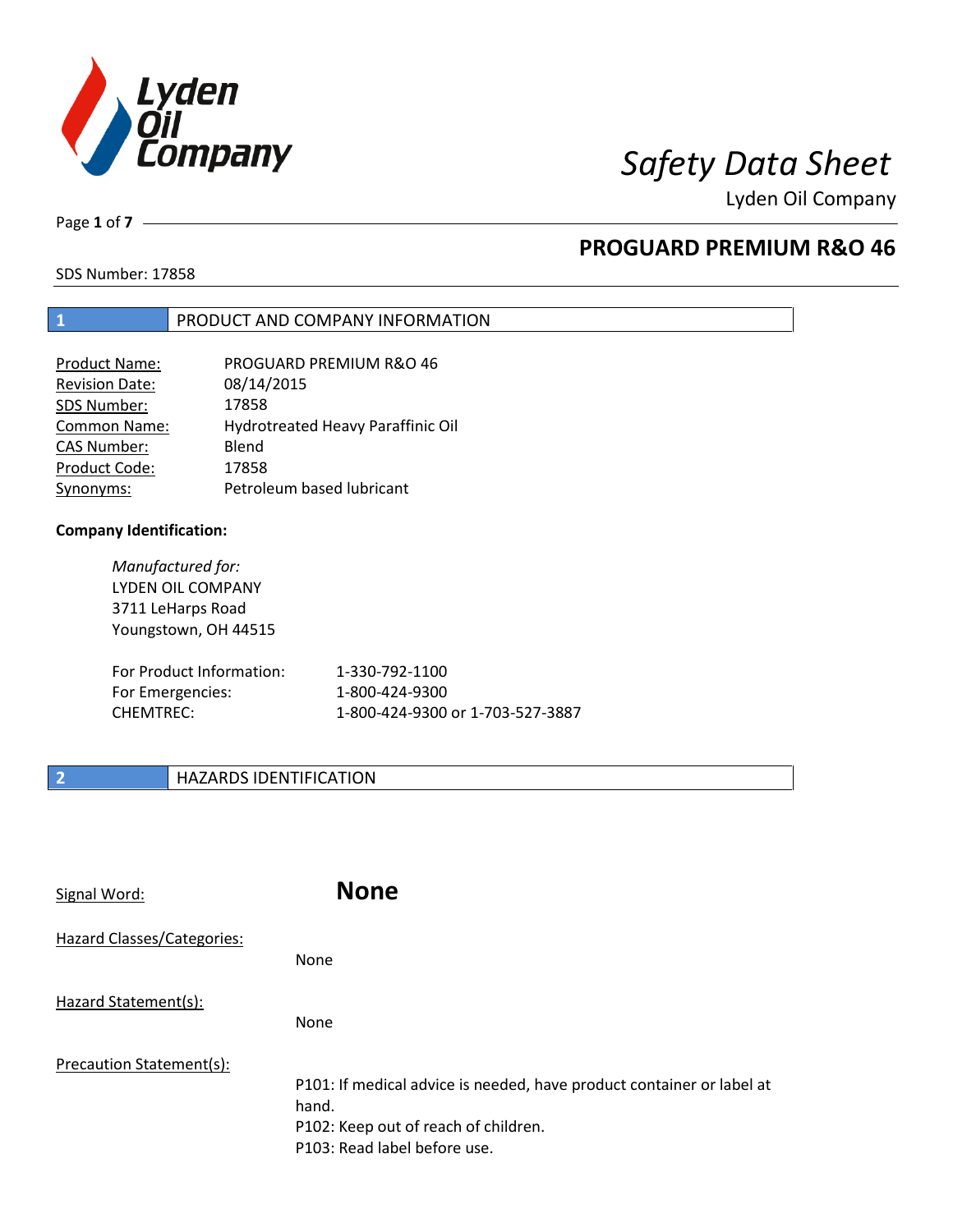# Safety Data Sheet

Lyden Oil Company

## PROGUARD PREMIUM R&O 46

SDS Number: 17858

## 1 PRODUCT AND COMPANY INFORMATION

| | |
|---|---|
| Product Name: | PROGUARD PREMIUM R&O 46 |
| Revision Date: | 08/14/2015 |
| SDS Number: | 17858 |
| Common Name: | Hydrotreated Heavy Paraffinic Oil |
| CAS Number: | Blend |
| Product Code: | 17858 |
| Synonyms: | Petroleum based lubricant |

**Company Identification:**

*Manufactured for:*
LYDEN OIL COMPANY
3711 LeHarps Road
Youngstown, OH 44515

| | |
|---|---|
| For Product Information: | 1-330-792-1100 |
| For Emergencies: | 1-800-424-9300 |
| CHEMTREC: | 1-800-424-9300 or 1-703-527-3887 |

## 2 HAZARDS IDENTIFICATION

Signal Word: **None**

Hazard Classes/Categories:

None

Hazard Statement(s):

None

Precaution Statement(s):

P101: If medical advice is needed, have product container or label at hand.
P102: Keep out of reach of children.
P103: Read label before use.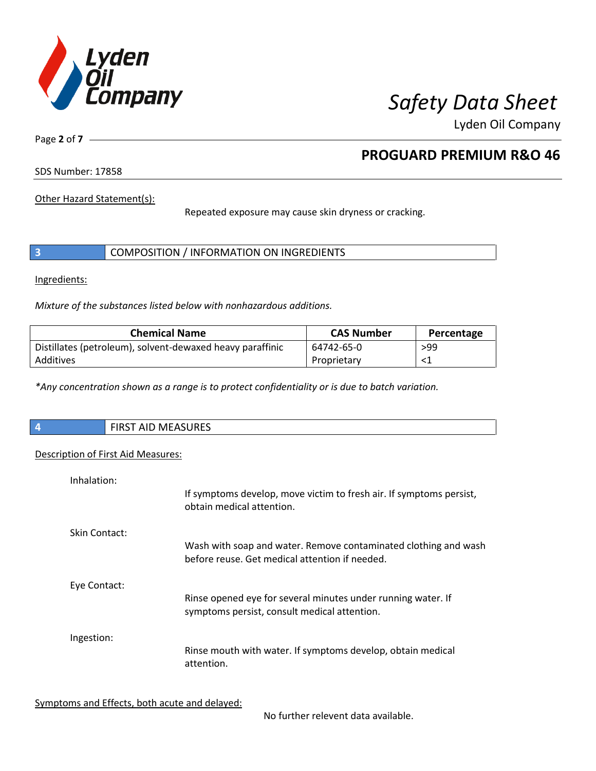Other Hazard Statement(s):

Repeated exposure may cause skin dryness or cracking.

## 3 COMPOSITION / INFORMATION ON INGREDIENTS

Ingredients:

*Mixture of the substances listed below with nonhazardous additions.*

| Chemical Name | CAS Number | Percentage |
|---|---|---|
| Distillates (petroleum), solvent-dewaxed heavy paraffinic | 64742-65-0 | >99 |
| Additives | Proprietary | <1 |

*\*Any concentration shown as a range is to protect confidentiality or is due to batch variation.*

## 4 FIRST AID MEASURES

Description of First Aid Measures:

Inhalation:

If symptoms develop, move victim to fresh air. If symptoms persist, obtain medical attention.

Skin Contact:

Wash with soap and water. Remove contaminated clothing and wash before reuse. Get medical attention if needed.

Eye Contact:

Rinse opened eye for several minutes under running water. If symptoms persist, consult medical attention.

Ingestion:

Rinse mouth with water. If symptoms develop, obtain medical attention.

Symptoms and Effects, both acute and delayed:

No further relevent data available.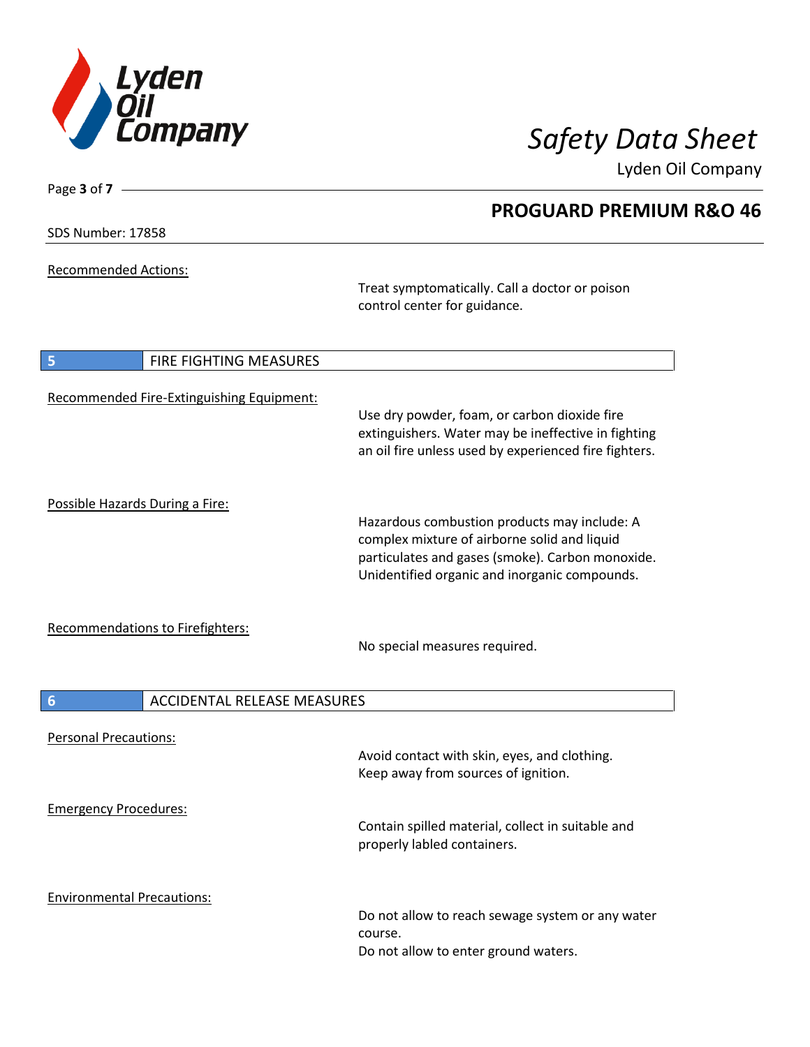Recommended Actions:

Treat symptomatically. Call a doctor or poison control center for guidance.

## 5 FIRE FIGHTING MEASURES

Recommended Fire-Extinguishing Equipment:

Use dry powder, foam, or carbon dioxide fire extinguishers. Water may be ineffective in fighting an oil fire unless used by experienced fire fighters.

Possible Hazards During a Fire:

Hazardous combustion products may include: A complex mixture of airborne solid and liquid particulates and gases (smoke). Carbon monoxide. Unidentified organic and inorganic compounds.

Recommendations to Firefighters:

No special measures required.

## 6 ACCIDENTAL RELEASE MEASURES

Personal Precautions:

Avoid contact with skin, eyes, and clothing.
Keep away from sources of ignition.

Emergency Procedures:

Contain spilled material, collect in suitable and properly labled containers.

Environmental Precautions:

Do not allow to reach sewage system or any water course.
Do not allow to enter ground waters.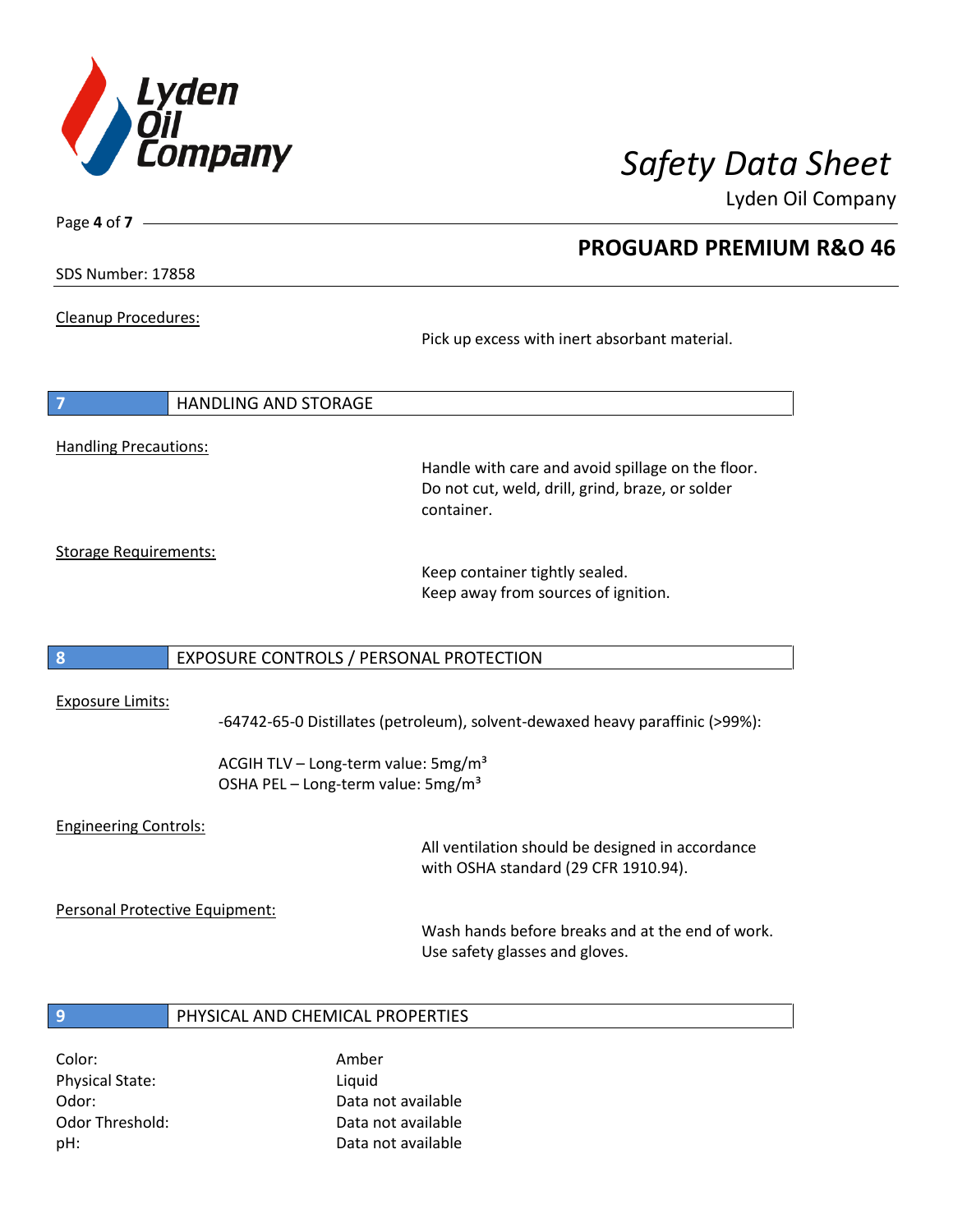Cleanup Procedures:

Pick up excess with inert absorbant material.

## 7 HANDLING AND STORAGE

Handling Precautions:

Handle with care and avoid spillage on the floor.
Do not cut, weld, drill, grind, braze, or solder container.

Storage Requirements:

Keep container tightly sealed.
Keep away from sources of ignition.

## 8 EXPOSURE CONTROLS / PERSONAL PROTECTION

Exposure Limits:

-64742-65-0 Distillates (petroleum), solvent-dewaxed heavy paraffinic (>99%):

ACGIH TLV – Long-term value: 5mg/m³
OSHA PEL – Long-term value: 5mg/m³

Engineering Controls:

All ventilation should be designed in accordance with OSHA standard (29 CFR 1910.94).

Personal Protective Equipment:

Wash hands before breaks and at the end of work.
Use safety glasses and gloves.

## 9 PHYSICAL AND CHEMICAL PROPERTIES

| | |
|---|---|
| Color: | Amber |
| Physical State: | Liquid |
| Odor: | Data not available |
| Odor Threshold: | Data not available |
| pH: | Data not available |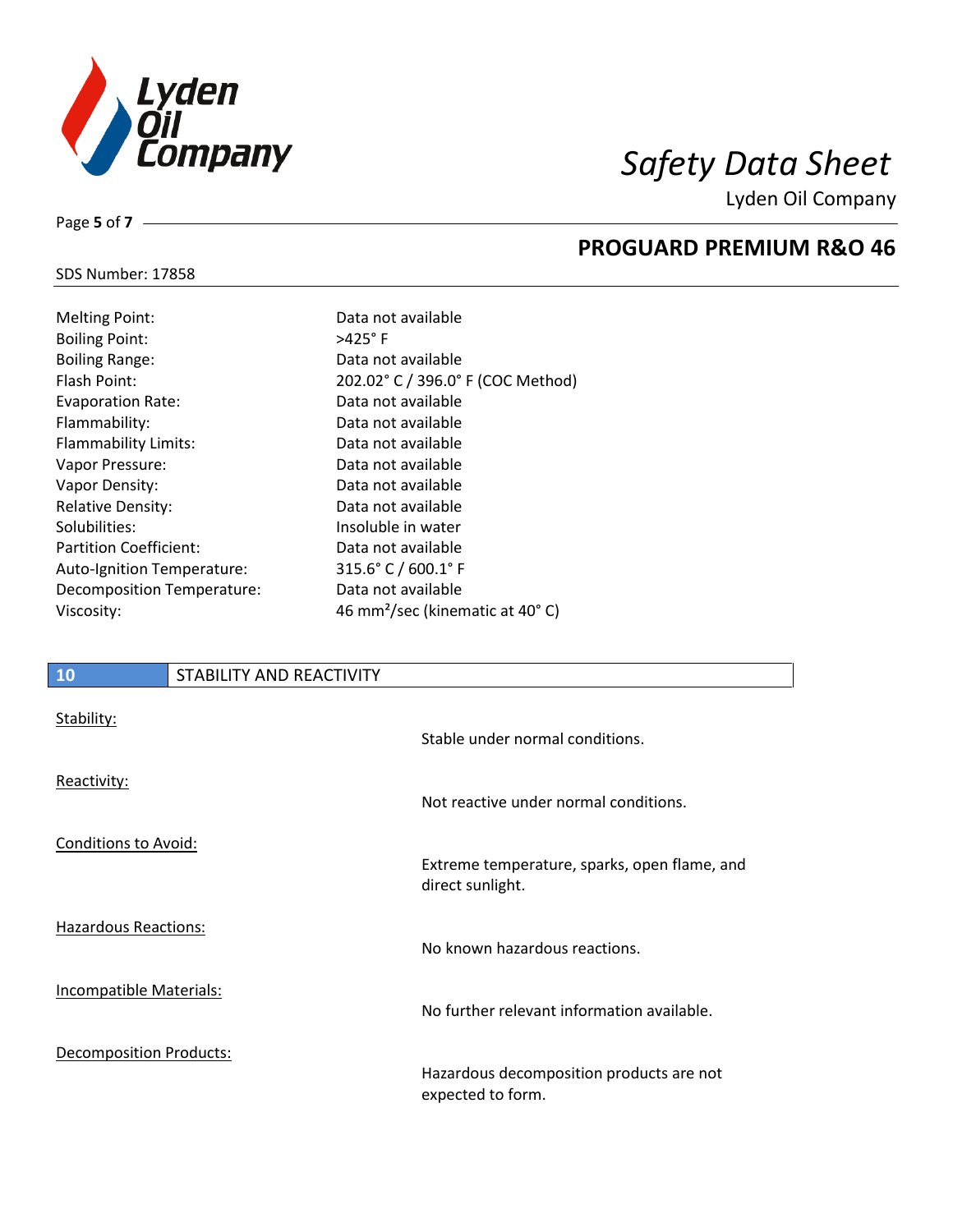## PROGUARD PREMIUM R&O 46

SDS Number: 17858

| | |
|---|---|
| Melting Point: | Data not available |
| Boiling Point: | >425° F |
| Boiling Range: | Data not available |
| Flash Point: | 202.02° C / 396.0° F (COC Method) |
| Evaporation Rate: | Data not available |
| Flammability: | Data not available |
| Flammability Limits: | Data not available |
| Vapor Pressure: | Data not available |
| Vapor Density: | Data not available |
| Relative Density: | Data not available |
| Solubilities: | Insoluble in water |
| Partition Coefficient: | Data not available |
| Auto-Ignition Temperature: | 315.6° C / 600.1° F |
| Decomposition Temperature: | Data not available |
| Viscosity: | 46 mm²/sec (kinematic at 40° C) |

## 10 STABILITY AND REACTIVITY

Stability:

Stable under normal conditions.

Reactivity:

Not reactive under normal conditions.

Conditions to Avoid:

Extreme temperature, sparks, open flame, and direct sunlight.

Hazardous Reactions:

No known hazardous reactions.

Incompatible Materials:

No further relevant information available.

Decomposition Products:

Hazardous decomposition products are not expected to form.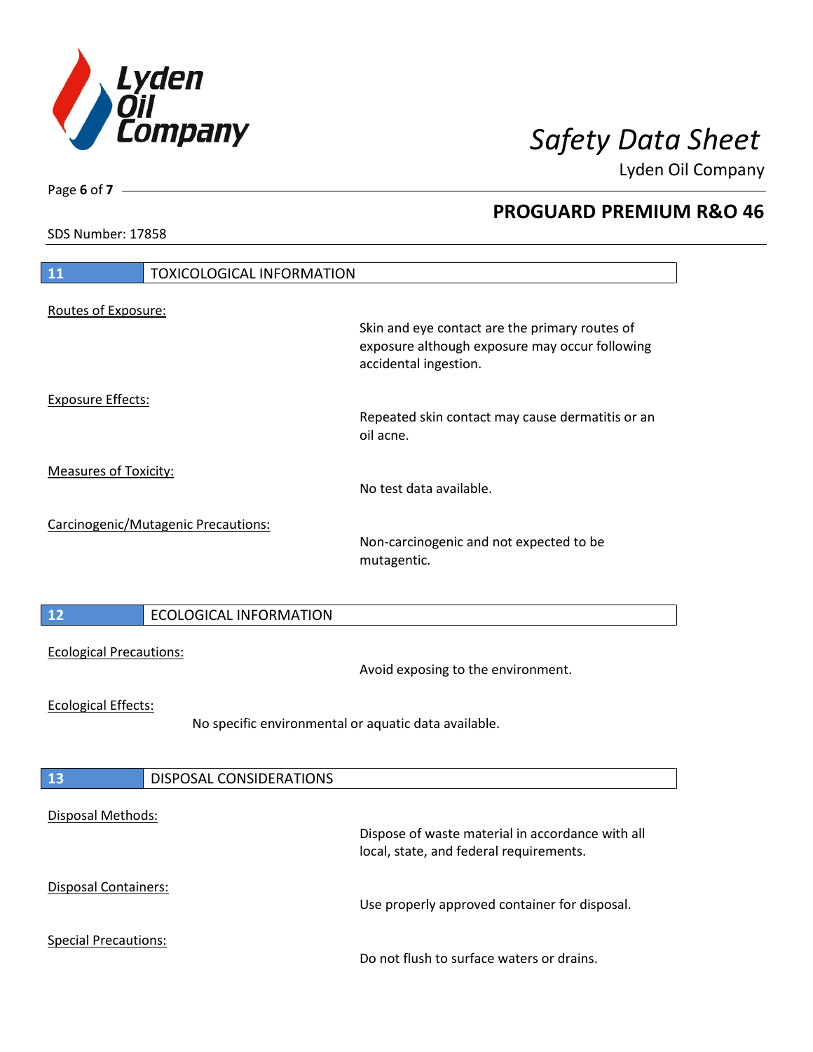## 11 TOXICOLOGICAL INFORMATION

Routes of Exposure:

Skin and eye contact are the primary routes of exposure although exposure may occur following accidental ingestion.

Exposure Effects:

Repeated skin contact may cause dermatitis or an oil acne.

Measures of Toxicity:

No test data available.

Carcinogenic/Mutagenic Precautions:

Non-carcinogenic and not expected to be mutagentic.

## 12 ECOLOGICAL INFORMATION

Ecological Precautions:

Avoid exposing to the environment.

Ecological Effects:

No specific environmental or aquatic data available.

## 13 DISPOSAL CONSIDERATIONS

Disposal Methods:

Dispose of waste material in accordance with all local, state, and federal requirements.

Disposal Containers:

Use properly approved container for disposal.

Special Precautions:

Do not flush to surface waters or drains.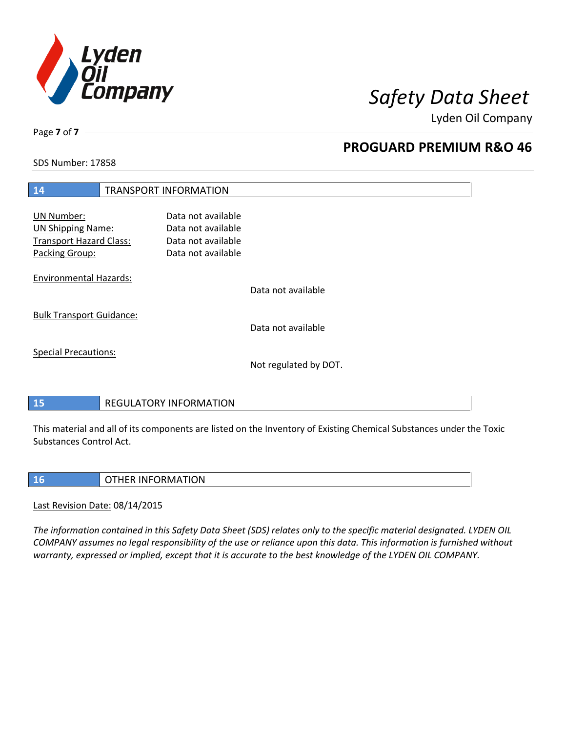## 14 TRANSPORT INFORMATION

| | |
|---|---|
| UN Number: | Data not available |
| UN Shipping Name: | Data not available |
| Transport Hazard Class: | Data not available |
| Packing Group: | Data not available |

Environmental Hazards:

Data not available

Bulk Transport Guidance:

Data not available

Special Precautions:

Not regulated by DOT.

## 15 REGULATORY INFORMATION

This material and all of its components are listed on the Inventory of Existing Chemical Substances under the Toxic Substances Control Act.

## 16 OTHER INFORMATION

Last Revision Date: 08/14/2015

*The information contained in this Safety Data Sheet (SDS) relates only to the specific material designated. LYDEN OIL COMPANY assumes no legal responsibility of the use or reliance upon this data. This information is furnished without warranty, expressed or implied, except that it is accurate to the best knowledge of the LYDEN OIL COMPANY.*